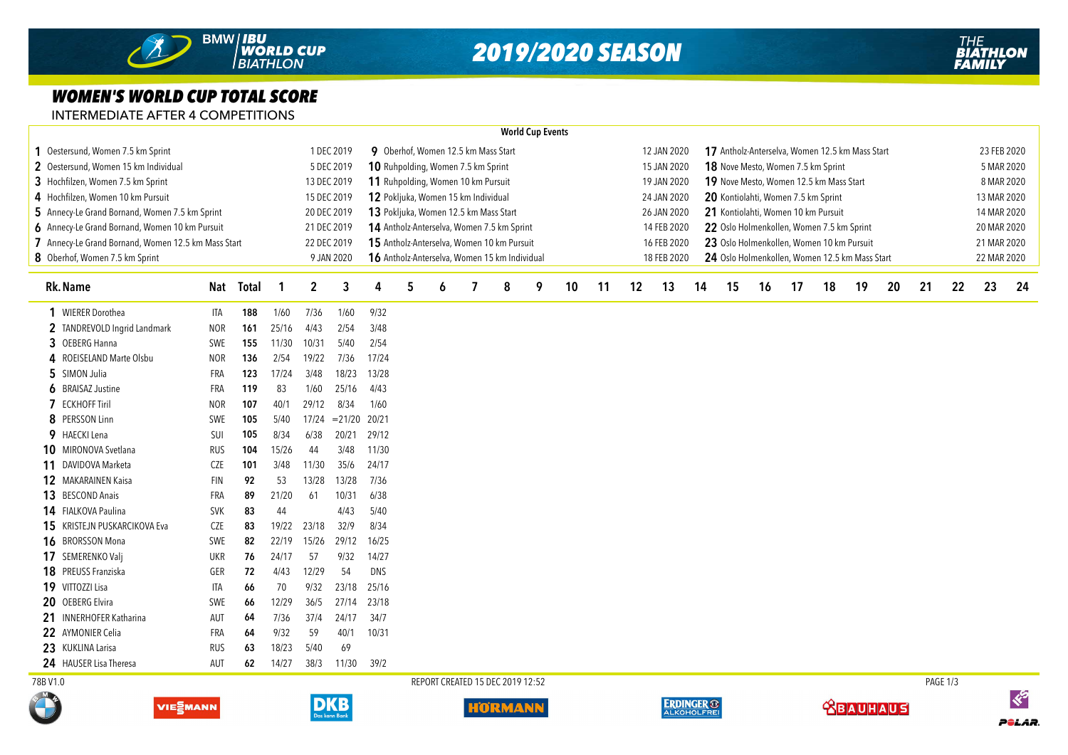# 2019/2020 SEASON

## WOMEN'S WORLD CUP TOTAL SCORE

INTERMEDIATE AFTER 4 COMPETITIONS

### World Cup Events

| # | Event | Date | # | Event | Date | # | Event | Date |
|---|---|---|---|---|---|---|---|---|
| 1 | Oestersund, Women 7.5 km Sprint | 1 DEC 2019 | 9 | Oberhof, Women 12.5 km Mass Start | 12 JAN 2020 | 17 | Antholz-Anterselva, Women 12.5 km Mass Start | 23 FEB 2020 |
| 2 | Oestersund, Women 15 km Individual | 5 DEC 2019 | 10 | Ruhpolding, Women 7.5 km Sprint | 15 JAN 2020 | 18 | Nove Mesto, Women 7.5 km Sprint | 5 MAR 2020 |
| 3 | Hochfilzen, Women 7.5 km Sprint | 13 DEC 2019 | 11 | Ruhpolding, Women 10 km Pursuit | 19 JAN 2020 | 19 | Nove Mesto, Women 12.5 km Mass Start | 8 MAR 2020 |
| 4 | Hochfilzen, Women 10 km Pursuit | 15 DEC 2019 | 12 | Pokljuka, Women 15 km Individual | 24 JAN 2020 | 20 | Kontiolahti, Women 7.5 km Sprint | 13 MAR 2020 |
| 5 | Annecy-Le Grand Bornand, Women 7.5 km Sprint | 20 DEC 2019 | 13 | Pokljuka, Women 12.5 km Mass Start | 26 JAN 2020 | 21 | Kontiolahti, Women 10 km Pursuit | 14 MAR 2020 |
| 6 | Annecy-Le Grand Bornand, Women 10 km Pursuit | 21 DEC 2019 | 14 | Antholz-Anterselva, Women 7.5 km Sprint | 14 FEB 2020 | 22 | Oslo Holmenkollen, Women 7.5 km Sprint | 20 MAR 2020 |
| 7 | Annecy-Le Grand Bornand, Women 12.5 km Mass Start | 22 DEC 2019 | 15 | Antholz-Anterselva, Women 10 km Pursuit | 16 FEB 2020 | 23 | Oslo Holmenkollen, Women 10 km Pursuit | 21 MAR 2020 |
| 8 | Oberhof, Women 7.5 km Sprint | 9 JAN 2020 | 16 | Antholz-Anterselva, Women 15 km Individual | 18 FEB 2020 | 24 | Oslo Holmenkollen, Women 12.5 km Mass Start | 22 MAR 2020 |

| Rk. | Name | Nat | Total | 1 | 2 | 3 | 4 | 5 | 6 | 7 | 8 | 9 | 10 | 11 | 12 | 13 | 14 | 15 | 16 | 17 | 18 | 19 | 20 | 21 | 22 | 23 | 24 |
|---|---|---|---|---|---|---|---|---|---|---|---|---|---|---|---|---|---|---|---|---|---|---|---|---|---|---|---|
| 1 | WIERER Dorothea | ITA | 188 | 1/60 | 7/36 | 1/60 | 9/32 | | | | | | | | | | | | | | | | | | | | |
| 2 | TANDREVOLD Ingrid Landmark | NOR | 161 | 25/16 | 4/43 | 2/54 | 3/48 | | | | | | | | | | | | | | | | | | | | |
| 3 | OEBERG Hanna | SWE | 155 | 11/30 | 10/31 | 5/40 | 2/54 | | | | | | | | | | | | | | | | | | | | |
| 4 | ROEISELAND Marte Olsbu | NOR | 136 | 2/54 | 19/22 | 7/36 | 17/24 | | | | | | | | | | | | | | | | | | | | |
| 5 | SIMON Julia | FRA | 123 | 17/24 | 3/48 | 18/23 | 13/28 | | | | | | | | | | | | | | | | | | | | |
| 6 | BRAISAZ Justine | FRA | 119 | 83 | 1/60 | 25/16 | 4/43 | | | | | | | | | | | | | | | | | | | | |
| 7 | ECKHOFF Tiril | NOR | 107 | 40/1 | 29/12 | 8/34 | 1/60 | | | | | | | | | | | | | | | | | | | | |
| 8 | PERSSON Linn | SWE | 105 | 5/40 | 17/24 | =21/20 | 20/21 | | | | | | | | | | | | | | | | | | | | |
| 9 | HAECKI Lena | SUI | 105 | 8/34 | 6/38 | 20/21 | 29/12 | | | | | | | | | | | | | | | | | | | | |
| 10 | MIRONOVA Svetlana | RUS | 104 | 15/26 | 44 | 3/48 | 11/30 | | | | | | | | | | | | | | | | | | | | |
| 11 | DAVIDOVA Marketa | CZE | 101 | 3/48 | 11/30 | 35/6 | 24/17 | | | | | | | | | | | | | | | | | | | | |
| 12 | MAKARAINEN Kaisa | FIN | 92 | 53 | 13/28 | 13/28 | 7/36 | | | | | | | | | | | | | | | | | | | | |
| 13 | BESCOND Anais | FRA | 89 | 21/20 | 61 | 10/31 | 6/38 | | | | | | | | | | | | | | | | | | | | |
| 14 | FIALKOVA Paulina | SVK | 83 | 44 | | 4/43 | 5/40 | | | | | | | | | | | | | | | | | | | | |
| 15 | KRISTEJN PUSKARCIKOVA Eva | CZE | 83 | 19/22 | 23/18 | 32/9 | 8/34 | | | | | | | | | | | | | | | | | | | | |
| 16 | BRORSSON Mona | SWE | 82 | 22/19 | 15/26 | 29/12 | 16/25 | | | | | | | | | | | | | | | | | | | | |
| 17 | SEMERENKO Valj | UKR | 76 | 24/17 | 57 | 9/32 | 14/27 | | | | | | | | | | | | | | | | | | | | |
| 18 | PREUSS Franziska | GER | 72 | 4/43 | 12/29 | 54 | DNS | | | | | | | | | | | | | | | | | | | | |
| 19 | VITTOZZI Lisa | ITA | 66 | 70 | 9/32 | 23/18 | 25/16 | | | | | | | | | | | | | | | | | | | | |
| 20 | OEBERG Elvira | SWE | 66 | 12/29 | 36/5 | 27/14 | 23/18 | | | | | | | | | | | | | | | | | | | | |
| 21 | INNERHOFER Katharina | AUT | 64 | 7/36 | 37/4 | 24/17 | 34/7 | | | | | | | | | | | | | | | | | | | | |
| 22 | AYMONIER Celia | FRA | 64 | 9/32 | 59 | 40/1 | 10/31 | | | | | | | | | | | | | | | | | | | | |
| 23 | KUKLINA Larisa | RUS | 63 | 18/23 | 5/40 | 69 | | | | | | | | | | | | | | | | | | | | | |
| 24 | HAUSER Lisa Theresa | AUT | 62 | 14/27 | 38/3 | 11/30 | 39/2 | | | | | | | | | | | | | | | | | | | | |

78B V1.0 REPORT CREATED 15 DEC 2019 12:52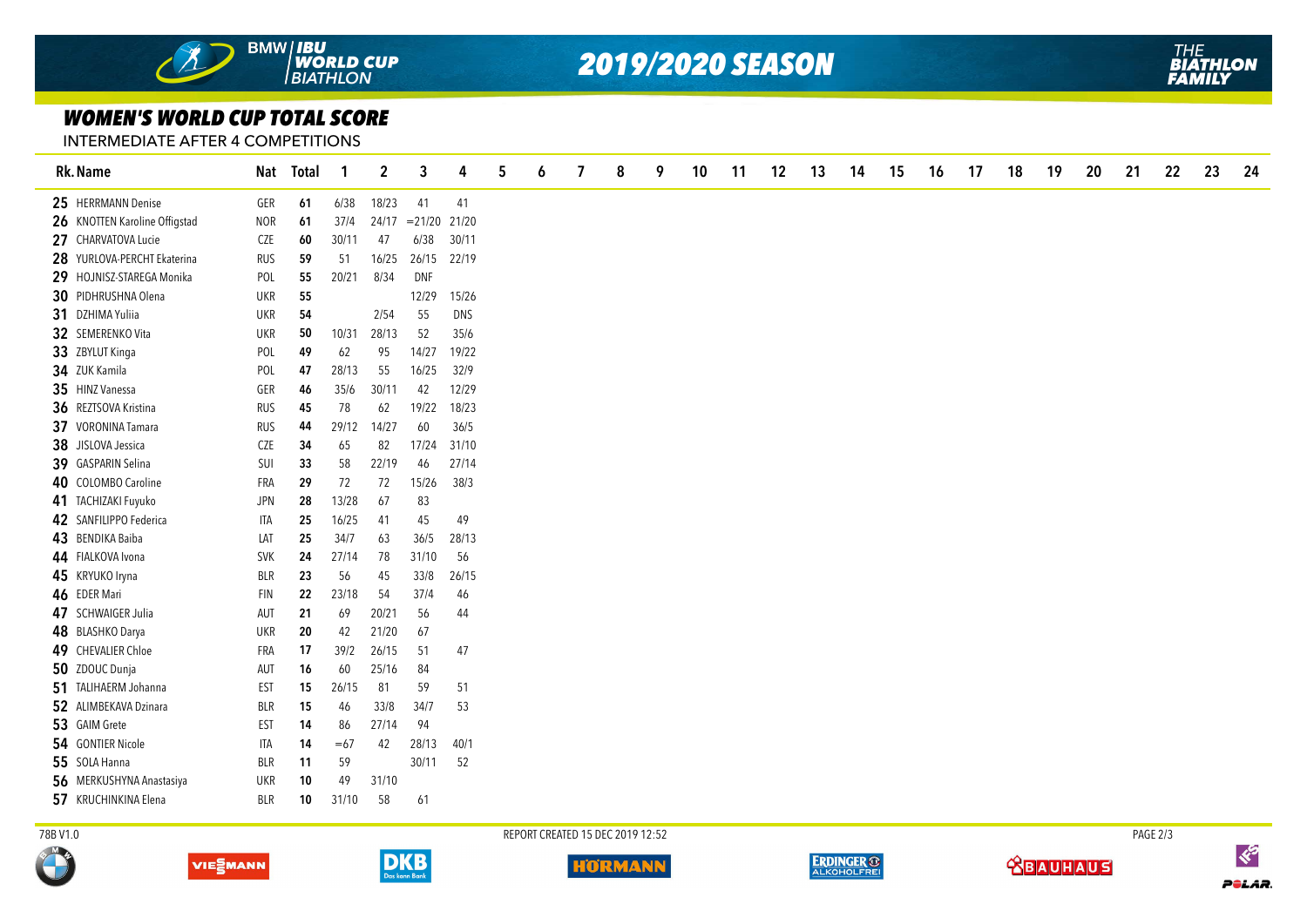## WOMEN'S WORLD CUP TOTAL SCORE

INTERMEDIATE AFTER 4 COMPETITIONS

| Rk. | Name | Nat | Total | 1 | 2 | 3 | 4 | 5 | 6 | 7 | 8 | 9 | 10 | 11 | 12 | 13 | 14 | 15 | 16 | 17 | 18 | 19 | 20 | 21 | 22 | 23 | 24 |
|---|---|---|---|---|---|---|---|---|---|---|---|---|---|---|---|---|---|---|---|---|---|---|---|---|---|---|---|
| 25 | HERRMANN Denise | GER | 61 | 6/38 | 18/23 | 41 | 41 | | | | | | | | | | | | | | | | | | | | |
| 26 | KNOTTEN Karoline Offigstad | NOR | 61 | 37/4 | 24/17 | =21/20 | 21/20 | | | | | | | | | | | | | | | | | | | | |
| 27 | CHARVATOVA Lucie | CZE | 60 | 30/11 | 47 | 6/38 | 30/11 | | | | | | | | | | | | | | | | | | | | |
| 28 | YURLOVA-PERCHT Ekaterina | RUS | 59 | 51 | 16/25 | 26/15 | 22/19 | | | | | | | | | | | | | | | | | | | | |
| 29 | HOJNISZ-STAREGA Monika | POL | 55 | 20/21 | 8/34 | DNF | | | | | | | | | | | | | | | | | | | | | |
| 30 | PIDHRUSHNA Olena | UKR | 55 | | | 12/29 | 15/26 | | | | | | | | | | | | | | | | | | | | |
| 31 | DZHIMA Yuliia | UKR | 54 | | 2/54 | 55 | DNS | | | | | | | | | | | | | | | | | | | | |
| 32 | SEMERENKO Vita | UKR | 50 | 10/31 | 28/13 | 52 | 35/6 | | | | | | | | | | | | | | | | | | | | |
| 33 | ZBYLUT Kinga | POL | 49 | 62 | 95 | 14/27 | 19/22 | | | | | | | | | | | | | | | | | | | | |
| 34 | ZUK Kamila | POL | 47 | 28/13 | 55 | 16/25 | 32/9 | | | | | | | | | | | | | | | | | | | | |
| 35 | HINZ Vanessa | GER | 46 | 35/6 | 30/11 | 42 | 12/29 | | | | | | | | | | | | | | | | | | | | |
| 36 | REZTSOVA Kristina | RUS | 45 | 78 | 62 | 19/22 | 18/23 | | | | | | | | | | | | | | | | | | | | |
| 37 | VORONINA Tamara | RUS | 44 | 29/12 | 14/27 | 60 | 36/5 | | | | | | | | | | | | | | | | | | | | |
| 38 | JISLOVA Jessica | CZE | 34 | 65 | 82 | 17/24 | 31/10 | | | | | | | | | | | | | | | | | | | | |
| 39 | GASPARIN Selina | SUI | 33 | 58 | 22/19 | 46 | 27/14 | | | | | | | | | | | | | | | | | | | | |
| 40 | COLOMBO Caroline | FRA | 29 | 72 | 72 | 15/26 | 38/3 | | | | | | | | | | | | | | | | | | | | |
| 41 | TACHIZAKI Fuyuko | JPN | 28 | 13/28 | 67 | 83 | | | | | | | | | | | | | | | | | | | | | |
| 42 | SANFILIPPO Federica | ITA | 25 | 16/25 | 41 | 45 | 49 | | | | | | | | | | | | | | | | | | | | |
| 43 | BENDIKA Baiba | LAT | 25 | 34/7 | 63 | 36/5 | 28/13 | | | | | | | | | | | | | | | | | | | | |
| 44 | FIALKOVA Ivona | SVK | 24 | 27/14 | 78 | 31/10 | 56 | | | | | | | | | | | | | | | | | | | | |
| 45 | KRYUKO Iryna | BLR | 23 | 56 | 45 | 33/8 | 26/15 | | | | | | | | | | | | | | | | | | | | |
| 46 | EDER Mari | FIN | 22 | 23/18 | 54 | 37/4 | 46 | | | | | | | | | | | | | | | | | | | | |
| 47 | SCHWAIGER Julia | AUT | 21 | 69 | 20/21 | 56 | 44 | | | | | | | | | | | | | | | | | | | | |
| 48 | BLASHKO Darya | UKR | 20 | 42 | 21/20 | 67 | | | | | | | | | | | | | | | | | | | | | |
| 49 | CHEVALIER Chloe | FRA | 17 | 39/2 | 26/15 | 51 | 47 | | | | | | | | | | | | | | | | | | | | |
| 50 | ZDOUC Dunja | AUT | 16 | 60 | 25/16 | 84 | | | | | | | | | | | | | | | | | | | | | |
| 51 | TALIHAERM Johanna | EST | 15 | 26/15 | 81 | 59 | 51 | | | | | | | | | | | | | | | | | | | | |
| 52 | ALIMBEKAVA Dzinara | BLR | 15 | 46 | 33/8 | 34/7 | 53 | | | | | | | | | | | | | | | | | | | | |
| 53 | GAIM Grete | EST | 14 | 86 | 27/14 | 94 | | | | | | | | | | | | | | | | | | | | | |
| 54 | GONTIER Nicole | ITA | 14 | =67 | 42 | 28/13 | 40/1 | | | | | | | | | | | | | | | | | | | | |
| 55 | SOLA Hanna | BLR | 11 | 59 | | 30/11 | 52 | | | | | | | | | | | | | | | | | | | | |
| 56 | MERKUSHYNA Anastasiya | UKR | 10 | 49 | 31/10 | | | | | | | | | | | | | | | | | | | | | | |
| 57 | KRUCHINKINA Elena | BLR | 10 | 31/10 | 58 | 61 | | | | | | | | | | | | | | | | | | | | | |

78B V1.0 REPORT CREATED 15 DEC 2019 12:52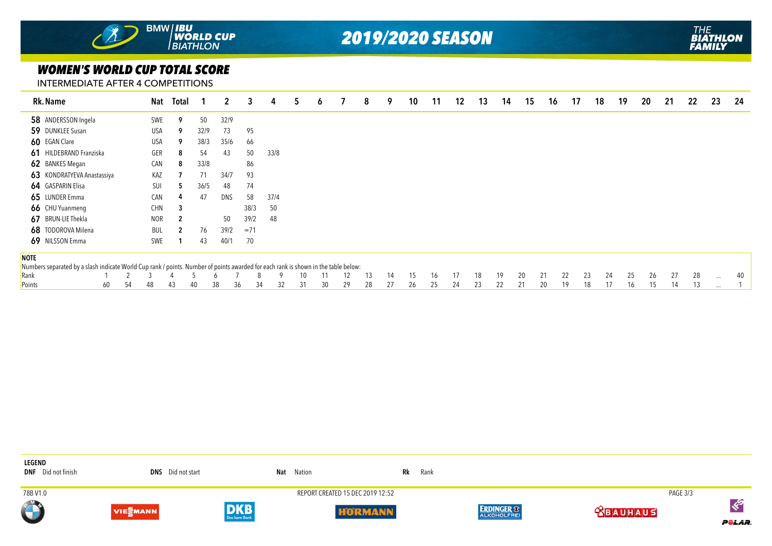# WOMEN'S WORLD CUP TOTAL SCORE

INTERMEDIATE AFTER 4 COMPETITIONS

| Rk. | Name | Nat | Total | 1 | 2 | 3 | 4 | 5 | 6 | 7 | 8 | 9 | 10 | 11 | 12 | 13 | 14 | 15 | 16 | 17 | 18 | 19 | 20 | 21 | 22 | 23 | 24 |
|---|---|---|---|---|---|---|---|---|---|---|---|---|---|---|---|---|---|---|---|---|---|---|---|---|---|---|---|
| 58 | ANDERSSON Ingela | SWE | 9 | 50 | 32/9 | | | | | | | | | | | | | | | | | | | | | | |
| 59 | DUNKLEE Susan | USA | 9 | 32/9 | 73 | 95 | | | | | | | | | | | | | | | | | | | | | |
| 60 | EGAN Clare | USA | 9 | 38/3 | 35/6 | 66 | | | | | | | | | | | | | | | | | | | | | |
| 61 | HILDEBRAND Franziska | GER | 8 | 54 | 43 | 50 | 33/8 | | | | | | | | | | | | | | | | | | | | |
| 62 | BANKES Megan | CAN | 8 | 33/8 | | 86 | | | | | | | | | | | | | | | | | | | | | |
| 63 | KONDRATYEVA Anastassiya | KAZ | 7 | 71 | 34/7 | 93 | | | | | | | | | | | | | | | | | | | | | |
| 64 | GASPARIN Elisa | SUI | 5 | 36/5 | 48 | 74 | | | | | | | | | | | | | | | | | | | | | |
| 65 | LUNDER Emma | CAN | 4 | 47 | DNS | 58 | 37/4 | | | | | | | | | | | | | | | | | | | | |
| 66 | CHU Yuanmeng | CHN | 3 | | | 38/3 | 50 | | | | | | | | | | | | | | | | | | | | |
| 67 | BRUN-LIE Thekla | NOR | 2 | | 50 | 39/2 | 48 | | | | | | | | | | | | | | | | | | | | |
| 68 | TODOROVA Milena | BUL | 2 | 76 | 39/2 | =71 | | | | | | | | | | | | | | | | | | | | | |
| 69 | NILSSON Emma | SWE | 1 | 43 | 40/1 | 70 | | | | | | | | | | | | | | | | | | | | | |

**NOTE**

Numbers separated by a slash indicate World Cup rank / points. Number of points awarded for each rank is shown in the table below:

| Rank | 1 | 2 | 3 | 4 | 5 | 6 | 7 | 8 | 9 | 10 | 11 | 12 | 13 | 14 | 15 | 16 | 17 | 18 | 19 | 20 | 21 | 22 | 23 | 24 | 25 | 26 | 27 | 28 | ... | 40 |
|---|---|---|---|---|---|---|---|---|---|---|---|---|---|---|---|---|---|---|---|---|---|---|---|---|---|---|---|---|---|---|
| Points | 60 | 54 | 48 | 43 | 40 | 38 | 36 | 34 | 32 | 31 | 30 | 29 | 28 | 27 | 26 | 25 | 24 | 23 | 22 | 21 | 20 | 19 | 18 | 17 | 16 | 15 | 14 | 13 | ... | 1 |

**LEGEND**

**DNF** Did not finish | **DNS** Did not start | **Nat** Nation | **Rk** Rank

78B V1.0 REPORT CREATED 15 DEC 2019 12:52